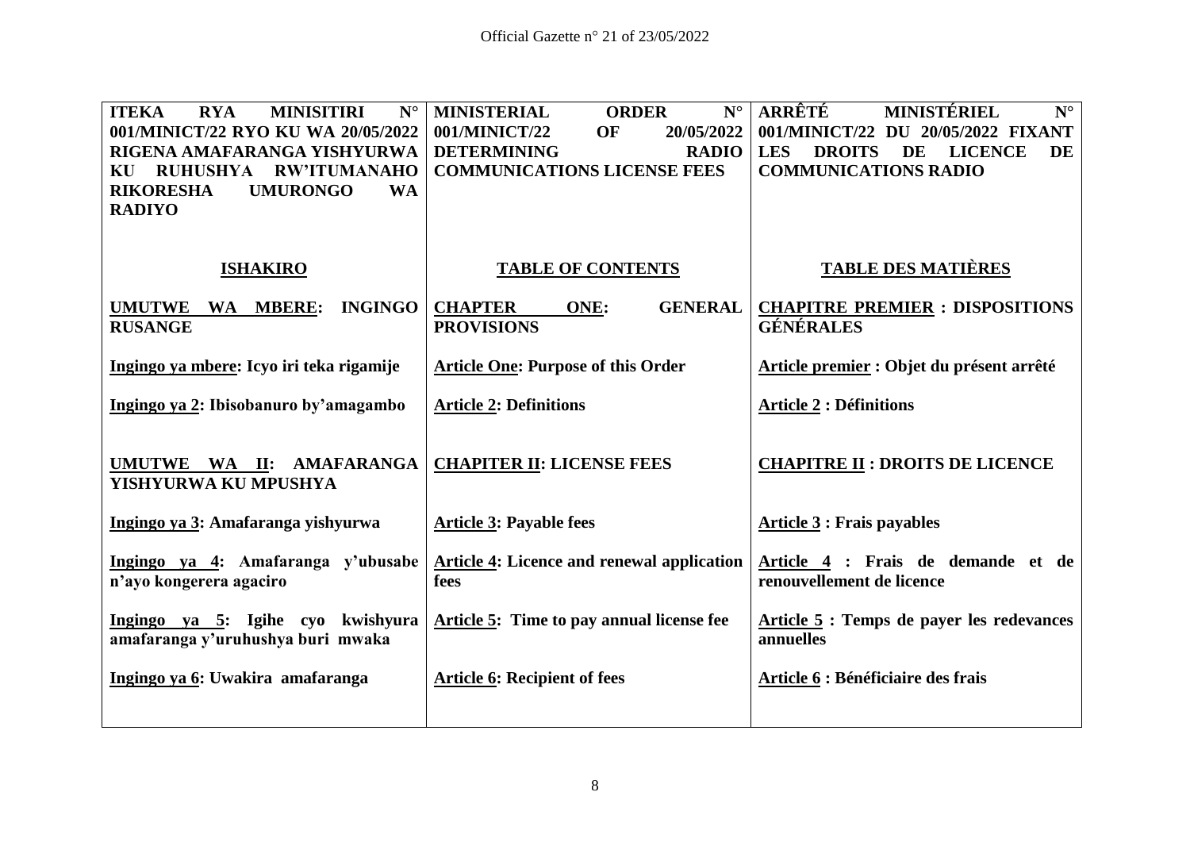| **ITEKA RYA MINISITIRI N° 001/MINICT/22 RYO KU WA 20/05/2022 RIGENA AMAFARANGA YISHYURWA KU RUHUSHYA RW'ITUMANAHO RIKORESHA UMURONGO WA RADIYO** | **MINISTERIAL ORDER N° 001/MINICT/22 OF 20/05/2022 DETERMINING RADIO COMMUNICATIONS LICENSE FEES** | **ARRÊTÉ MINISTÉRIEL N° 001/MINICT/22 DU 20/05/2022 FIXANT LES DROITS DE LICENCE DE COMMUNICATIONS RADIO** |
|---|---|---|
| **ISHAKIRO** | **TABLE OF CONTENTS** | **TABLE DES MATIÈRES** |
| **UMUTWE WA MBERE: INGINGO RUSANGE** | **CHAPTER ONE: GENERAL PROVISIONS** | **CHAPITRE PREMIER : DISPOSITIONS GÉNÉRALES** |
| **Ingingo ya mbere: Icyo iri teka rigamije** | **Article One: Purpose of this Order** | **Article premier : Objet du présent arrêté** |
| **Ingingo ya 2: Ibisobanuro by'amagambo** | **Article 2: Definitions** | **Article 2 : Définitions** |
| **UMUTWE WA II: AMAFARANGA YISHYURWA KU MPUSHYA** | **CHAPITER II: LICENSE FEES** | **CHAPITRE II : DROITS DE LICENCE** |
| **Ingingo ya 3: Amafaranga yishyurwa** | **Article 3: Payable fees** | **Article 3 : Frais payables** |
| **Ingingo ya 4: Amafaranga y'ubusabe n'ayo kongerera agaciro** | **Article 4: Licence and renewal application fees** | **Article 4 : Frais de demande et de renouvellement de licence** |
| **Ingingo ya 5: Igihe cyo kwishyura amafaranga y'uruhushya buri mwaka** | **Article 5: Time to pay annual license fee** | **Article 5 : Temps de payer les redevances annuelles** |
| **Ingingo ya 6: Uwakira amafaranga** | **Article 6: Recipient of fees** | **Article 6 : Bénéficiaire des frais** |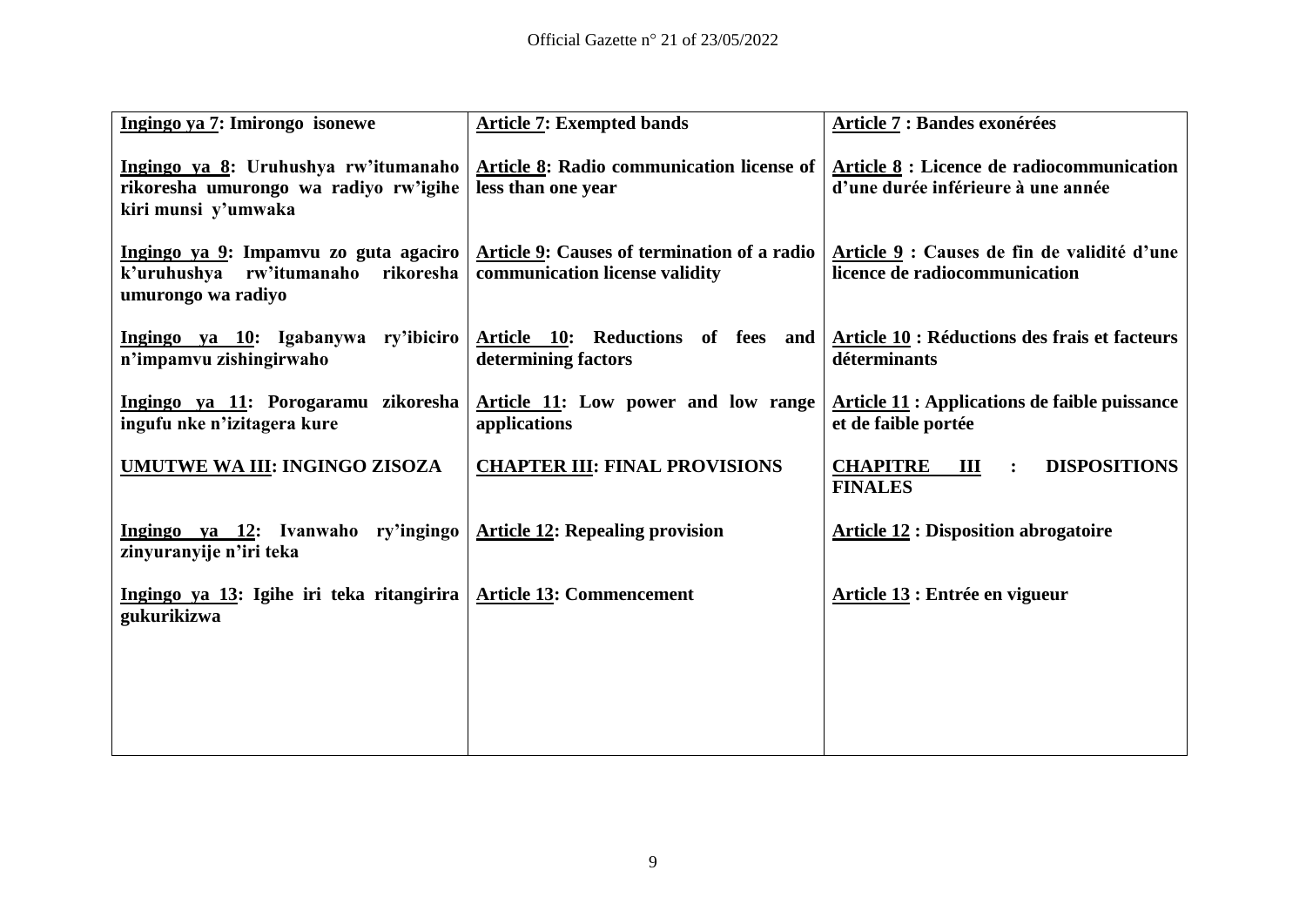| Ingingo ya 7: Imirongo isonewe | Article 7: Exempted bands | Article 7 : Bandes exonérées |
|---|---|---|
| **Ingingo ya 8: Uruhushya rw'itumanaho rikoresha umurongo wa radiyo rw'igihe kiri munsi y'umwaka** | **Article 8: Radio communication license of less than one year** | **Article 8 : Licence de radiocommunication d'une durée inférieure à une année** |
| **Ingingo ya 9: Impamvu zo guta agaciro k'uruhushya rw'itumanaho rikoresha umurongo wa radiyo** | **Article 9: Causes of termination of a radio communication license validity** | **Article 9 : Causes de fin de validité d'une licence de radiocommunication** |
| **Ingingo ya 10: Igabanywa ry'ibiciro n'impamvu zishingirwaho** | **Article 10: Reductions of fees and determining factors** | **Article 10 : Réductions des frais et facteurs déterminants** |
| **Ingingo ya 11: Porogaramu zikoresha ingufu nke n'izitagera kure** | **Article 11: Low power and low range applications** | **Article 11 : Applications de faible puissance et de faible portée** |
| **UMUTWE WA III: INGINGO ZISOZA** | **CHAPTER III: FINAL PROVISIONS** | **CHAPITRE III : DISPOSITIONS FINALES** |
| **Ingingo ya 12: Ivanwaho ry'ingingo zinyuranyije n'iri teka** | **Article 12: Repealing provision** | **Article 12 : Disposition abrogatoire** |
| **Ingingo ya 13: Igihe iri teka ritangirira gukurikizwa** | **Article 13: Commencement** | **Article 13 : Entrée en vigueur** |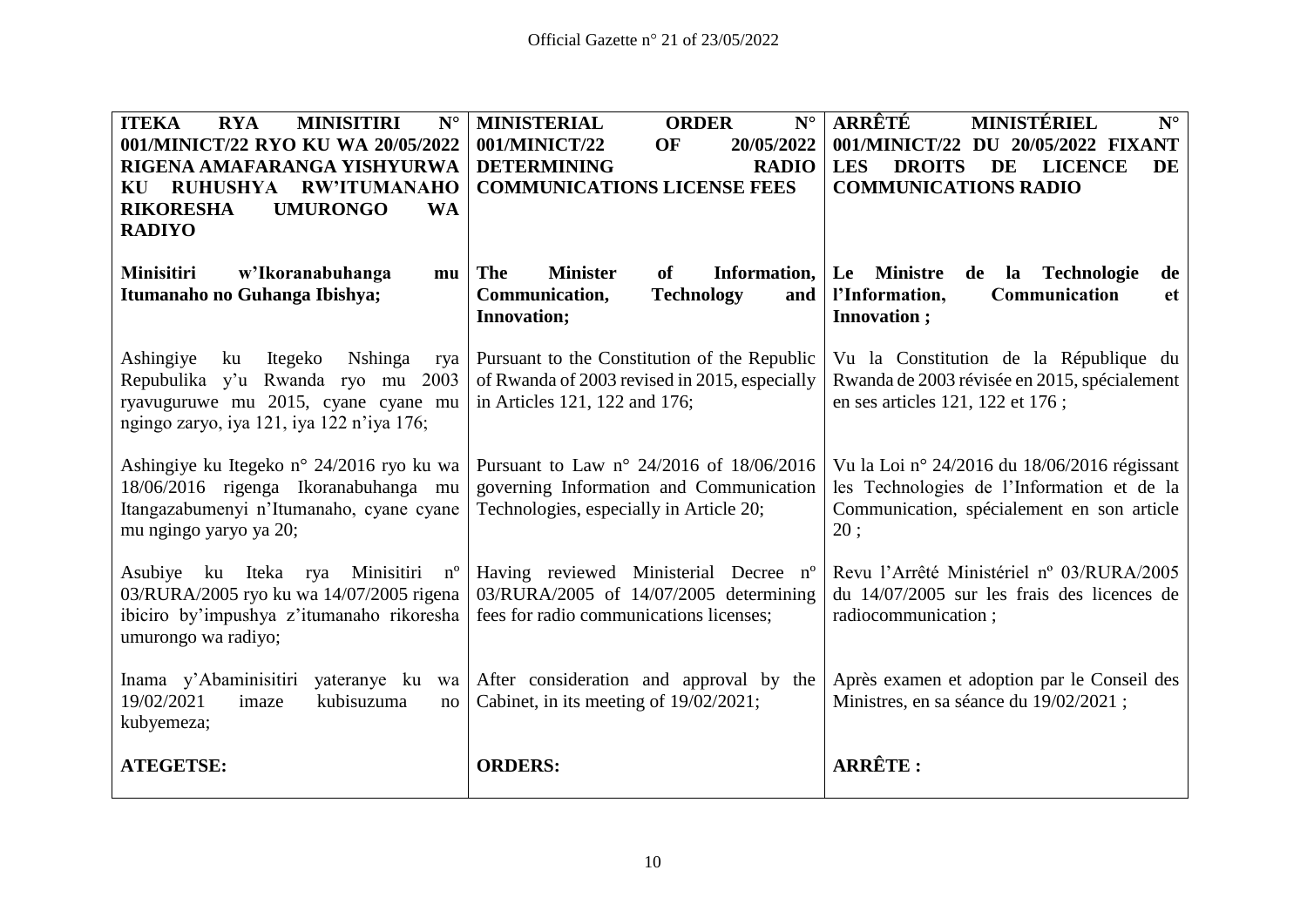| **ITEKA RYA MINISITIRI N° 001/MINICT/22 RYO KU WA 20/05/2022 RIGENA AMAFARANGA YISHYURWA KU RUHUSHYA RW'ITUMANAHO RIKORESHA UMURONGO WA RADIYO** | **MINISTERIAL ORDER N° 001/MINICT/22 OF 20/05/2022 DETERMINING RADIO COMMUNICATIONS LICENSE FEES** | **ARRÊTÉ MINISTÉRIEL N° 001/MINICT/22 DU 20/05/2022 FIXANT LES DROITS DE LICENCE DE COMMUNICATIONS RADIO** |
|---|---|---|
| **Minisitiri w'Ikoranabuhanga mu Itumanaho no Guhanga Ibishya;** | **The Minister of Information, Communication, Technology and Innovation;** | **Le Ministre de la Technologie de l'Information, Communication et Innovation ;** |
| Ashingiye ku Itegeko Nshinga rya Repubulika y'u Rwanda ryo mu 2003 ryavuguruwe mu 2015, cyane cyane mu ngingo zaryo, iya 121, iya 122 n'iya 176; | Pursuant to the Constitution of the Republic of Rwanda of 2003 revised in 2015, especially in Articles 121, 122 and 176; | Vu la Constitution de la République du Rwanda de 2003 révisée en 2015, spécialement en ses articles 121, 122 et 176 ; |
| Ashingiye ku Itegeko n° 24/2016 ryo ku wa 18/06/2016 rigenga Ikoranabuhanga mu Itangazabumenyi n'Itumanaho, cyane cyane mu ngingo yaryo ya 20; | Pursuant to Law n° 24/2016 of 18/06/2016 governing Information and Communication Technologies, especially in Article 20; | Vu la Loi n° 24/2016 du 18/06/2016 régissant les Technologies de l'Information et de la Communication, spécialement en son article 20 ; |
| Asubiye ku Iteka rya Minisitiri nº 03/RURA/2005 ryo ku wa 14/07/2005 rigena ibiciro by'impushya z'itumanaho rikoresha umurongo wa radiyo; | Having reviewed Ministerial Decree nº 03/RURA/2005 of 14/07/2005 determining fees for radio communications licenses; | Revu l'Arrêté Ministériel nº 03/RURA/2005 du 14/07/2005 sur les frais des licences de radiocommunication ; |
| Inama y'Abaminisitiri yateranye ku wa 19/02/2021 imaze kubisuzuma no kubyemeza; | After consideration and approval by the Cabinet, in its meeting of 19/02/2021; | Après examen et adoption par le Conseil des Ministres, en sa séance du 19/02/2021 ; |
| **ATEGETSE:** | **ORDERS:** | **ARRÊTE :** |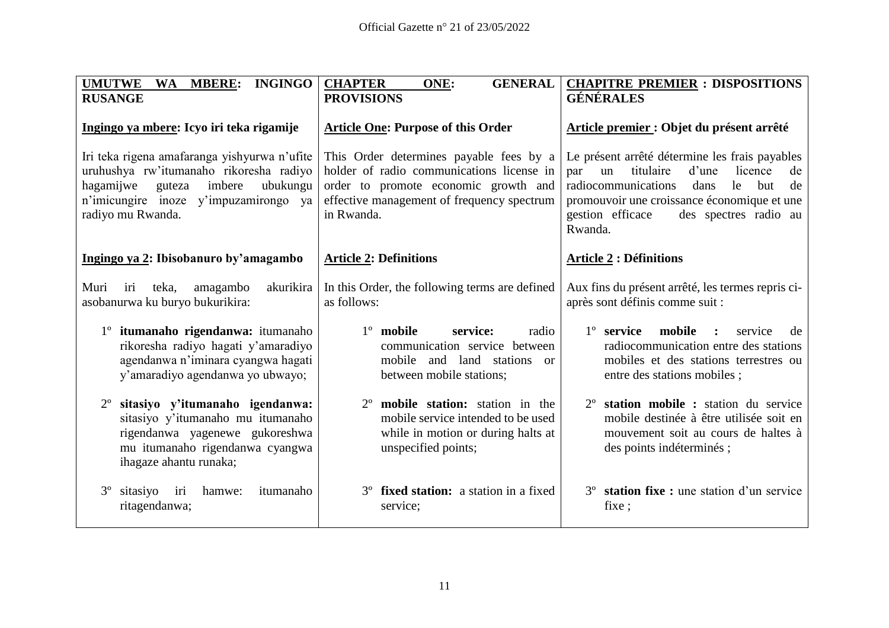**UMUTWE WA MBERE: INGINGO RUSANGE**

**Ingingo ya mbere: Icyo iri teka rigamije**

Iri teka rigena amafaranga yishyurwa n'ufite uruhushya rw'itumanaho rikoresha radiyo hagamijwe guteza imbere ubukungu n'imicungire inoze y'impuzamirongo ya radiyo mu Rwanda.

**Ingingo ya 2: Ibisobanuro by'amagambo**

Muri iri teka, amagambo akurikira asobanurwa ku buryo bukurikira:

1º **itumanaho rigendanwa:** itumanaho rikoresha radiyo hagati y'amaradiyo agendanwa n'iminara cyangwa hagati y'amaradiyo agendanwa yo ubwayo;

2º **sitasiyo y'itumanaho igendanwa:** sitasiyo y'itumanaho mu itumanaho rigendanwa yagenewe gukoreshwa mu itumanaho rigendanwa cyangwa ihagaze ahantu runaka;

3º sitasiyo iri hamwe: itumanaho ritagendanwa;

**CHAPTER ONE: GENERAL PROVISIONS**

**Article One: Purpose of this Order**

This Order determines payable fees by a holder of radio communications license in order to promote economic growth and effective management of frequency spectrum in Rwanda.

**Article 2: Definitions**

In this Order, the following terms are defined as follows:

1º **mobile service:** radio communication service between mobile and land stations or between mobile stations;

2º **mobile station:** station in the mobile service intended to be used while in motion or during halts at unspecified points;

3º **fixed station:** a station in a fixed service;

**CHAPITRE PREMIER : DISPOSITIONS GÉNÉRALES**

**Article premier : Objet du présent arrêté**

Le présent arrêté détermine les frais payables par un titulaire d'une licence de radiocommunications dans le but de promouvoir une croissance économique et une gestion efficace des spectres radio au Rwanda.

**Article 2 : Définitions**

Aux fins du présent arrêté, les termes repris ci-après sont définis comme suit :

1º **service mobile :** service de radiocommunication entre des stations mobiles et des stations terrestres ou entre des stations mobiles ;

2º **station mobile :** station du service mobile destinée à être utilisée soit en mouvement soit au cours de haltes à des points indéterminés ;

3º **station fixe :** une station d'un service fixe ;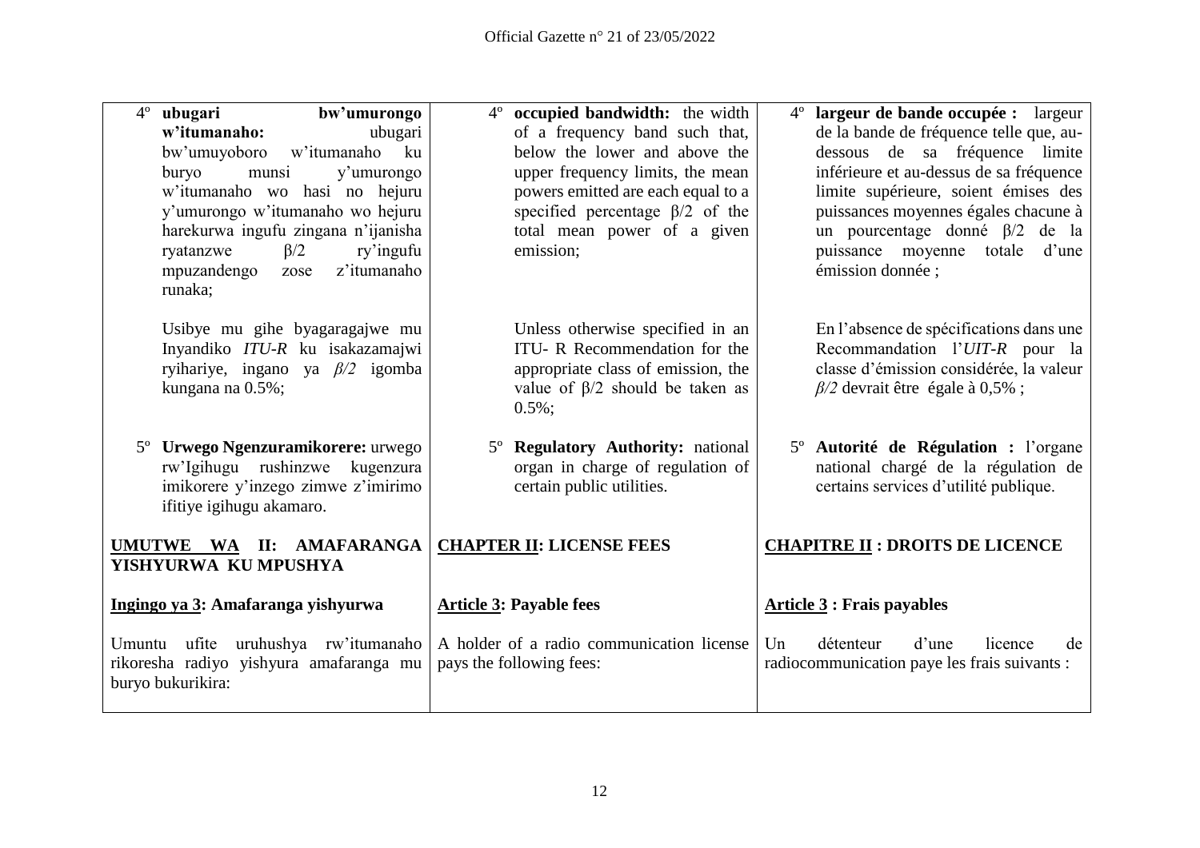4º **ubugari bw'umurongo w'itumanaho:** ubugari bw'umuyoboro w'itumanaho ku buryo munsi y'umurongo w'itumanaho wo hasi no hejuru y'umurongo w'itumanaho wo hejuru harekurwa ingufu zingana n'ijanisha ryatanzwe $\beta/2$ ry'ingufu mpuzandengo zose z'itumanaho runaka;

Usibye mu gihe byagaragajwe mu Inyandiko *ITU-R* ku isakazamajwi ryihariye, ingano ya $\beta/2$ igomba kungana na 0.5%;

5º **Urwego Ngenzuramikorere:** urwego rw'Igihugu rushinzwe kugenzura imikorere y'inzego zimwe z'imirimo ifitiye igihugu akamaro.

## UMUTWE WA II: AMAFARANGA YISHYURWA KU MPUSHYA

### Ingingo ya 3: Amafaranga yishyurwa

Umuntu ufite uruhushya rw'itumanaho rikoresha radiyo yishyura amafaranga mu buryo bukurikira:

4º **occupied bandwidth:** the width of a frequency band such that, below the lower and above the upper frequency limits, the mean powers emitted are each equal to a specified percentage $\beta/2$ of the total mean power of a given emission;

Unless otherwise specified in an ITU- R Recommendation for the appropriate class of emission, the value of $\beta/2$ should be taken as 0.5%;

5º **Regulatory Authority:** national organ in charge of regulation of certain public utilities.

## CHAPTER II: LICENSE FEES

### Article 3: Payable fees

A holder of a radio communication license pays the following fees:

4º **largeur de bande occupée :** largeur de la bande de fréquence telle que, au-dessous de sa fréquence limite inférieure et au-dessus de sa fréquence limite supérieure, soient émises des puissances moyennes égales chacune à un pourcentage donné $\beta/2$ de la puissance moyenne totale d'une émission donnée ;

En l'absence de spécifications dans une Recommandation l'*UIT-R* pour la classe d'émission considérée, la valeur $\beta/2$ devrait être égale à 0,5% ;

5º **Autorité de Régulation :** l'organe national chargé de la régulation de certains services d'utilité publique.

## CHAPITRE II : DROITS DE LICENCE

### Article 3 : Frais payables

Un détenteur d'une licence de radiocommunication paye les frais suivants :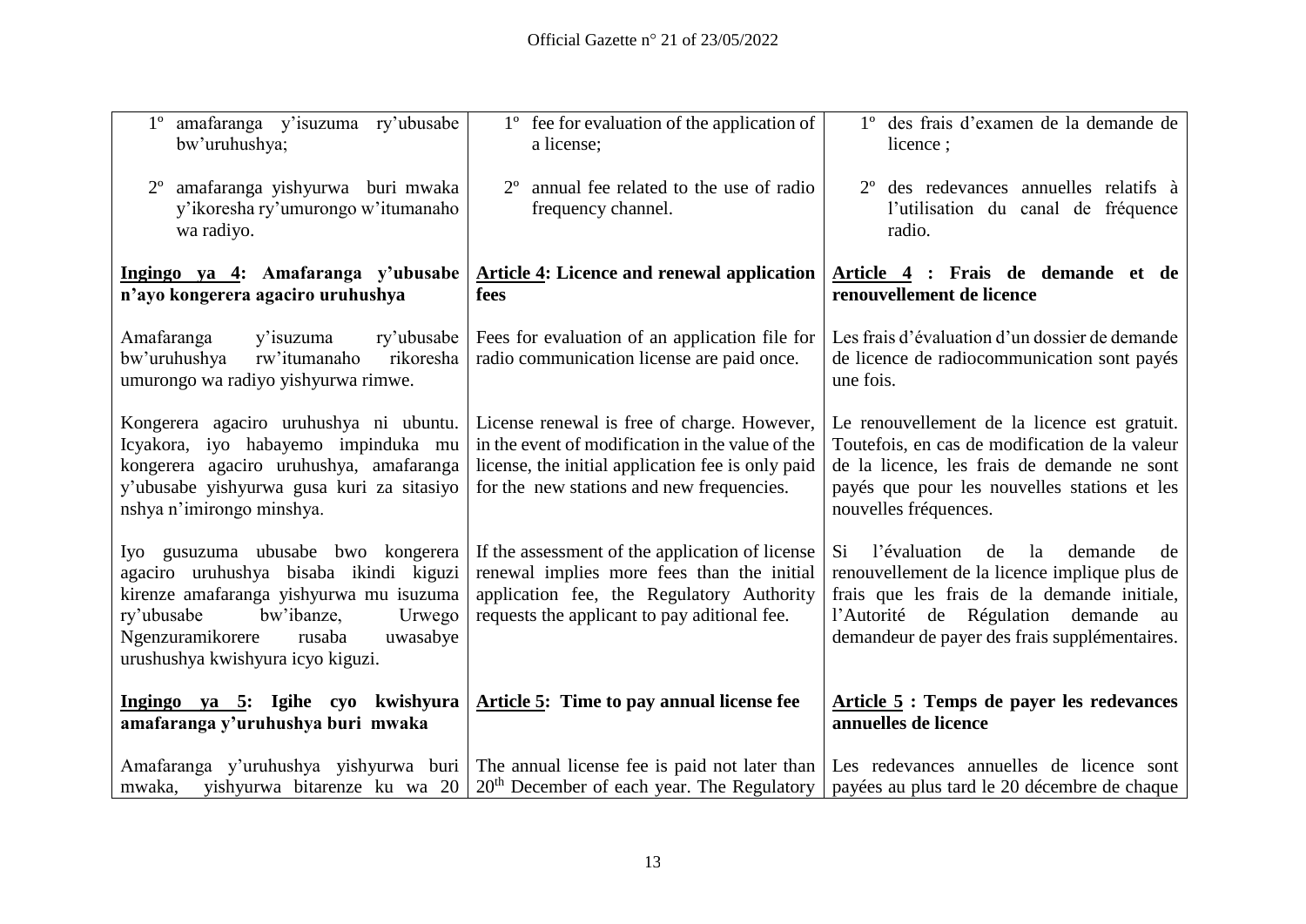| | | |
|---|---|---|
| 1º amafaranga y'isuzuma ry'ubusabe bw'uruhushya;<br><br>2º amafaranga yishyurwa buri mwaka y'ikoresha ry'umurongo w'itumanaho wa radiyo. | 1º fee for evaluation of the application of a license;<br><br>2º annual fee related to the use of radio frequency channel. | 1º des frais d'examen de la demande de licence ;<br><br>2º des redevances annuelles relatifs à l'utilisation du canal de fréquence radio. |
| **<u>Ingingo ya 4</u>: Amafaranga y'ubusabe n'ayo kongerera agaciro uruhushya** | **<u>Article 4</u>: Licence and renewal application fees** | **<u>Article 4</u> : Frais de demande et de renouvellement de licence** |
| Amafaranga y'isuzuma ry'ubusabe bw'uruhushya rw'itumanaho rikoresha umurongo wa radiyo yishyurwa rimwe. | Fees for evaluation of an application file for radio communication license are paid once. | Les frais d'évaluation d'un dossier de demande de licence de radiocommunication sont payés une fois. |
| Kongerera agaciro uruhushya ni ubuntu. Icyakora, iyo habayemo impinduka mu kongerera agaciro uruhushya, amafaranga y'ubusabe yishyurwa gusa kuri za sitasiyo nshya n'imirongo minshya. | License renewal is free of charge. However, in the event of modification in the value of the license, the initial application fee is only paid for the new stations and new frequencies. | Le renouvellement de la licence est gratuit. Toutefois, en cas de modification de la valeur de la licence, les frais de demande ne sont payés que pour les nouvelles stations et les nouvelles fréquences. |
| Iyo gusuzuma ubusabe bwo kongerera agaciro uruhushya bisaba ikindi kiguzi kirenze amafaranga yishyurwa mu isuzuma ry'ubusabe bw'ibanze, Urwego Ngenzuramikorere rusaba uwasabye urushushya kwishyura icyo kiguzi. | If the assessment of the application of license renewal implies more fees than the initial application fee, the Regulatory Authority requests the applicant to pay aditional fee. | Si l'évaluation de la demande de renouvellement de la licence implique plus de frais que les frais de la demande initiale, l'Autorité de Régulation demande au demandeur de payer des frais supplémentaires. |
| **<u>Ingingo ya 5</u>: Igihe cyo kwishyura amafaranga y'uruhushya buri mwaka** | **<u>Article 5</u>: Time to pay annual license fee** | **<u>Article 5</u> : Temps de payer les redevances annuelles de licence** |
| Amafaranga y'uruhushya yishyurwa buri mwaka, yishyurwa bitarenze ku wa 20 | The annual license fee is paid not later than 20th December of each year. The Regulatory | Les redevances annuelles de licence sont payées au plus tard le 20 décembre de chaque |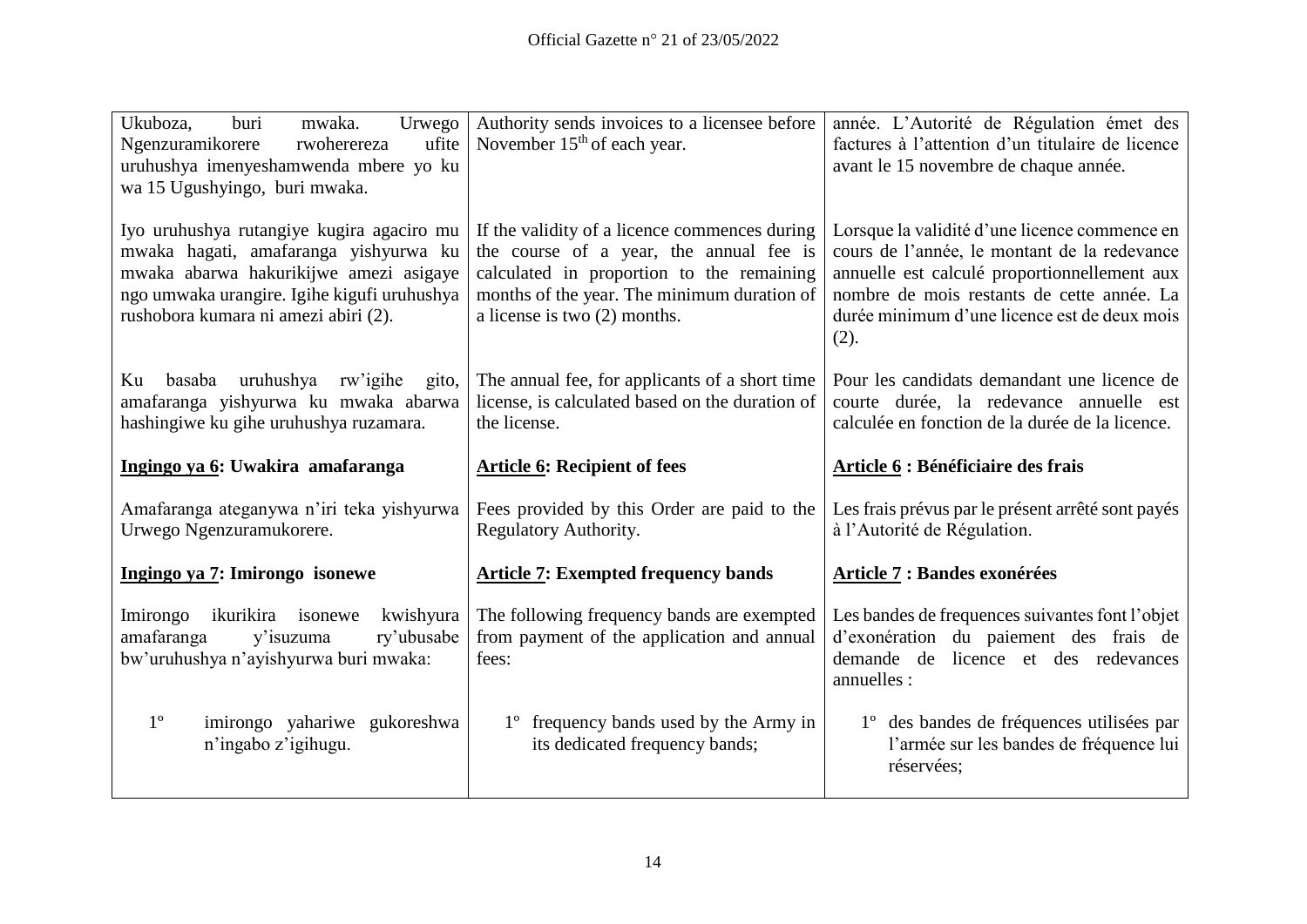| Ikinyarwanda | English | Français |
|---|---|---|
| Ukuboza, buri mwaka. Urwego Ngenzuramikorere rwohereza ufite uruhushya imenyeshamwenda mbere yo ku wa 15 Ugushyingo, buri mwaka. | Authority sends invoices to a licensee before November 15th of each year. | année. L'Autorité de Régulation émet des factures à l'attention d'un titulaire de licence avant le 15 novembre de chaque année. |
| Iyo uruhushya rutangiye kugira agaciro mu mwaka hagati, amafaranga yishyurwa ku mwaka abarwa hakurikijwe amezi asigaye ngo umwaka urangire. Igihe kigufi uruhushya rushobora kumara ni amezi abiri (2). | If the validity of a licence commences during the course of a year, the annual fee is calculated in proportion to the remaining months of the year. The minimum duration of a license is two (2) months. | Lorsque la validité d'une licence commence en cours de l'année, le montant de la redevance annuelle est calculé proportionnellement aux nombre de mois restants de cette année. La durée minimum d'une licence est de deux mois (2). |
| Ku basaba uruhushya rw'igihe gito, amafaranga yishyurwa ku mwaka abarwa hashingiwe ku gihe uruhushya ruzamara. | The annual fee, for applicants of a short time license, is calculated based on the duration of the license. | Pour les candidats demandant une licence de courte durée, la redevance annuelle est calculée en fonction de la durée de la licence. |
| **<u>Ingingo ya 6</u>: Uwakira amafaranga** | **<u>Article 6</u>: Recipient of fees** | **<u>Article 6</u> : Bénéficiaire des frais** |
| Amafaranga ateganywa n'iri teka yishyurwa Urwego Ngenzuramukorere. | Fees provided by this Order are paid to the Regulatory Authority. | Les frais prévus par le présent arrêté sont payés à l'Autorité de Régulation. |
| **<u>Ingingo ya 7</u>: Imirongo isonewe** | **<u>Article 7</u>: Exempted frequency bands** | **<u>Article 7</u> : Bandes exonérées** |
| Imirongo ikurikira isonewe kwishyura amafaranga y'isuzuma ry'ubusabe bw'uruhushya n'ayishyurwa buri mwaka: | The following frequency bands are exempted from payment of the application and annual fees: | Les bandes de frequences suivantes font l'objet d'exonération du paiement des frais de demande de licence et des redevances annuelles : |
| 1° imirongo yahariwe gukoreshwa n'ingabo z'igihugu. | 1° frequency bands used by the Army in its dedicated frequency bands; | 1° des bandes de fréquences utilisées par l'armée sur les bandes de fréquence lui réservées; |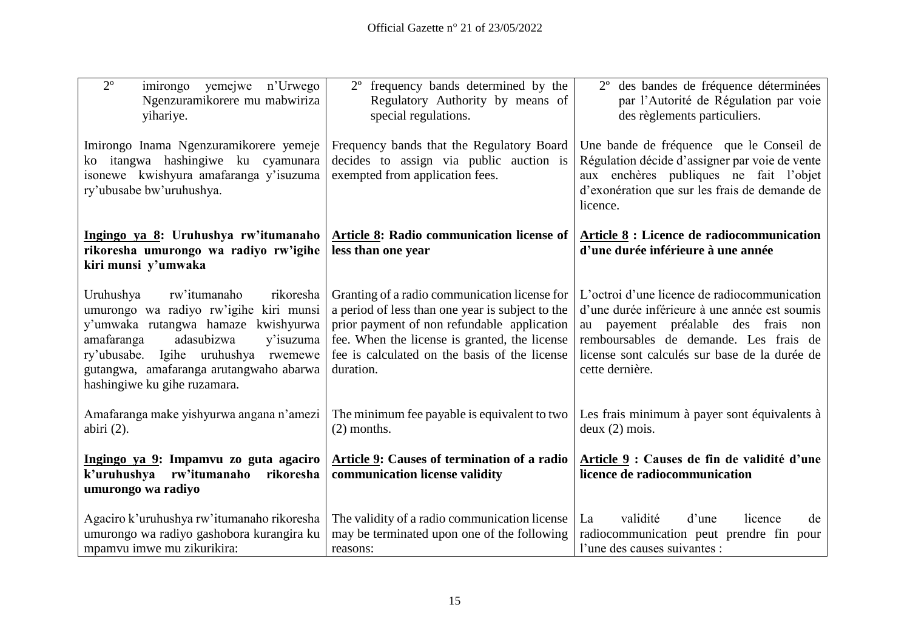| | | |
|---|---|---|
| 2º imirongo yemejwe n'Urwego Ngenzuramikorere mu mabwiriza yihariye. | 2º frequency bands determined by the Regulatory Authority by means of special regulations. | 2º des bandes de fréquence déterminées par l'Autorité de Régulation par voie des règlements particuliers. |
| Imirongo Inama Ngenzuramikorere yemeje ko itangwa hashingiwe ku cyamunara isonewe kwishyura amafaranga y'isuzuma ry'ubusabe bw'uruhushya. | Frequency bands that the Regulatory Board decides to assign via public auction is exempted from application fees. | Une bande de fréquence que le Conseil de Régulation décide d'assigner par voie de vente aux enchères publiques ne fait l'objet d'exonération que sur les frais de demande de licence. |
| **<u>Ingingo ya 8</u>: Uruhushya rw'itumanaho rikoresha umurongo wa radiyo rw'igihe kiri munsi y'umwaka** | **<u>Article 8</u>: Radio communication license of less than one year** | **<u>Article 8</u> : Licence de radiocommunication d'une durée inférieure à une année** |
| Uruhushya rw'itumanaho rikoresha umurongo wa radiyo rw'igihe kiri munsi y'umwaka rutangwa hamaze kwishyurwa amafaranga adasubizwa y'isuzuma ry'ubusabe. Igihe uruhushya rwemewe gutangwa, amafaranga arutangwaho abarwa hashingiwe ku gihe ruzamara. | Granting of a radio communication license for a period of less than one year is subject to the prior payment of non refundable application fee. When the license is granted, the license fee is calculated on the basis of the license duration. | L'octroi d'une licence de radiocommunication d'une durée inférieure à une année est soumis au payement préalable des frais non remboursables de demande. Les frais de license sont calculés sur base de la durée de cette dernière. |
| Amafaranga make yishyurwa angana n'amezi abiri (2). | The minimum fee payable is equivalent to two (2) months. | Les frais minimum à payer sont équivalents à deux (2) mois. |
| **<u>Ingingo ya 9</u>: Impamvu zo guta agaciro k'uruhushya rw'itumanaho rikoresha umurongo wa radiyo** | **<u>Article 9</u>: Causes of termination of a radio communication license validity** | **<u>Article 9</u> : Causes de fin de validité d'une licence de radiocommunication** |
| Agaciro k'uruhushya rw'itumanaho rikoresha umurongo wa radiyo gashobora kurangira ku mpamvu imwe mu zikurikira: | The validity of a radio communication license may be terminated upon one of the following reasons: | La validité d'une licence de radiocommunication peut prendre fin pour l'une des causes suivantes : |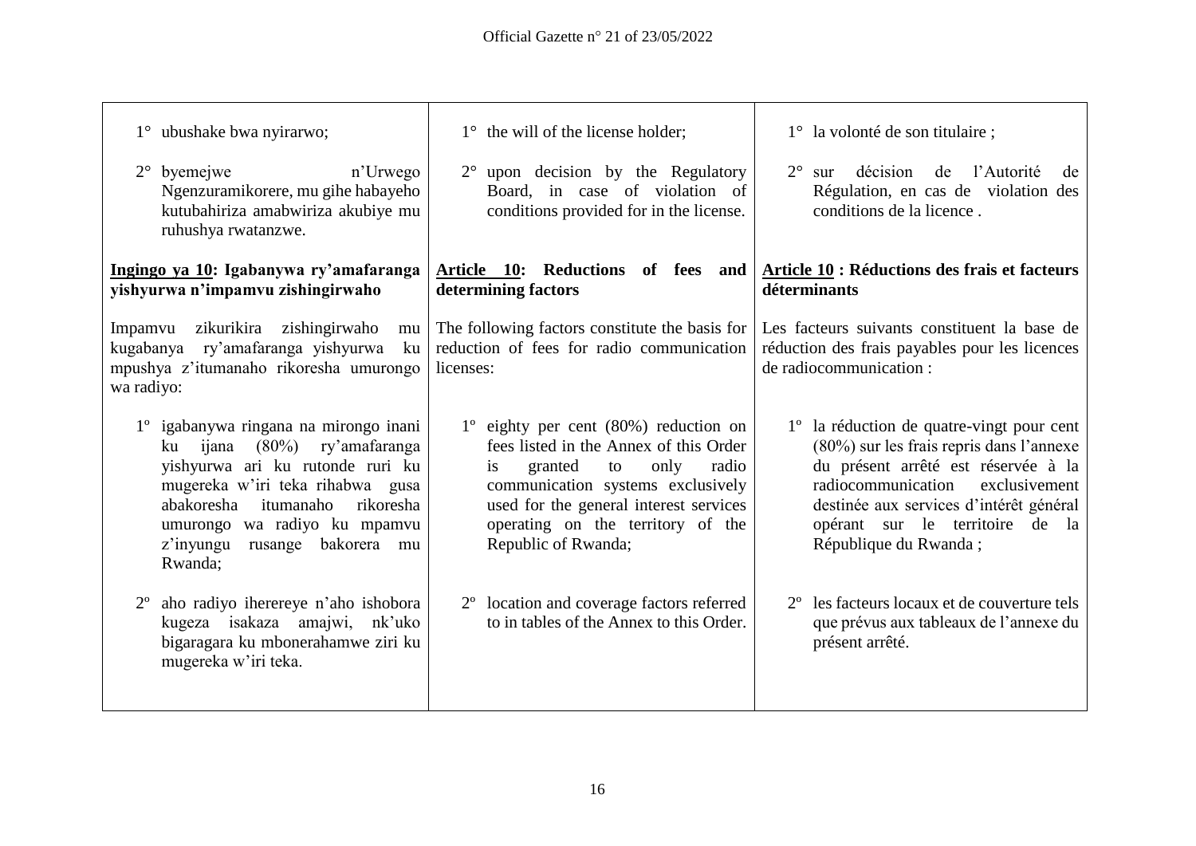1° ubushake bwa nyirarwo;

2° byemejwe n'Urwego Ngenzuramikorere, mu gihe habayeho kutubahiriza amabwiriza akubiye mu ruhushya rwatanzwe.

**Ingingo ya 10: Igabanywa ry'amafaranga yishyurwa n'impamvu zishingirwaho**

Impamvu zikurikira zishingirwaho mu kugabanya ry'amafaranga yishyurwa ku mpushya z'itumanaho rikoresha umurongo wa radiyo:

1º igabanywa ringana na mirongo inani ku ijana (80%) ry'amafaranga yishyurwa ari ku rutonde ruri ku mugereka w'iri teka rihabwa gusa abakoresha itumanaho rikoresha umurongo wa radiyo ku mpamvu z'inyungu rusange bakorera mu Rwanda;

2º aho radiyo iherereye n'aho ishobora kugeza isakaza amajwi, nk'uko bigaragara ku mbonerahamwe ziri ku mugereka w'iri teka.

1° the will of the license holder;

2° upon decision by the Regulatory Board, in case of violation of conditions provided for in the license.

**Article 10: Reductions of fees and determining factors**

The following factors constitute the basis for reduction of fees for radio communication licenses:

1º eighty per cent (80%) reduction on fees listed in the Annex of this Order is granted to only radio communication systems exclusively used for the general interest services operating on the territory of the Republic of Rwanda;

2º location and coverage factors referred to in tables of the Annex to this Order.

1° la volonté de son titulaire ;

2° sur décision de l'Autorité de Régulation, en cas de violation des conditions de la licence .

**Article 10 : Réductions des frais et facteurs déterminants**

Les facteurs suivants constituent la base de réduction des frais payables pour les licences de radiocommunication :

1º la réduction de quatre-vingt pour cent (80%) sur les frais repris dans l'annexe du présent arrêté est réservée à la radiocommunication exclusivement destinée aux services d'intérêt général opérant sur le territoire de la République du Rwanda ;

2º les facteurs locaux et de couverture tels que prévus aux tableaux de l'annexe du présent arrêté.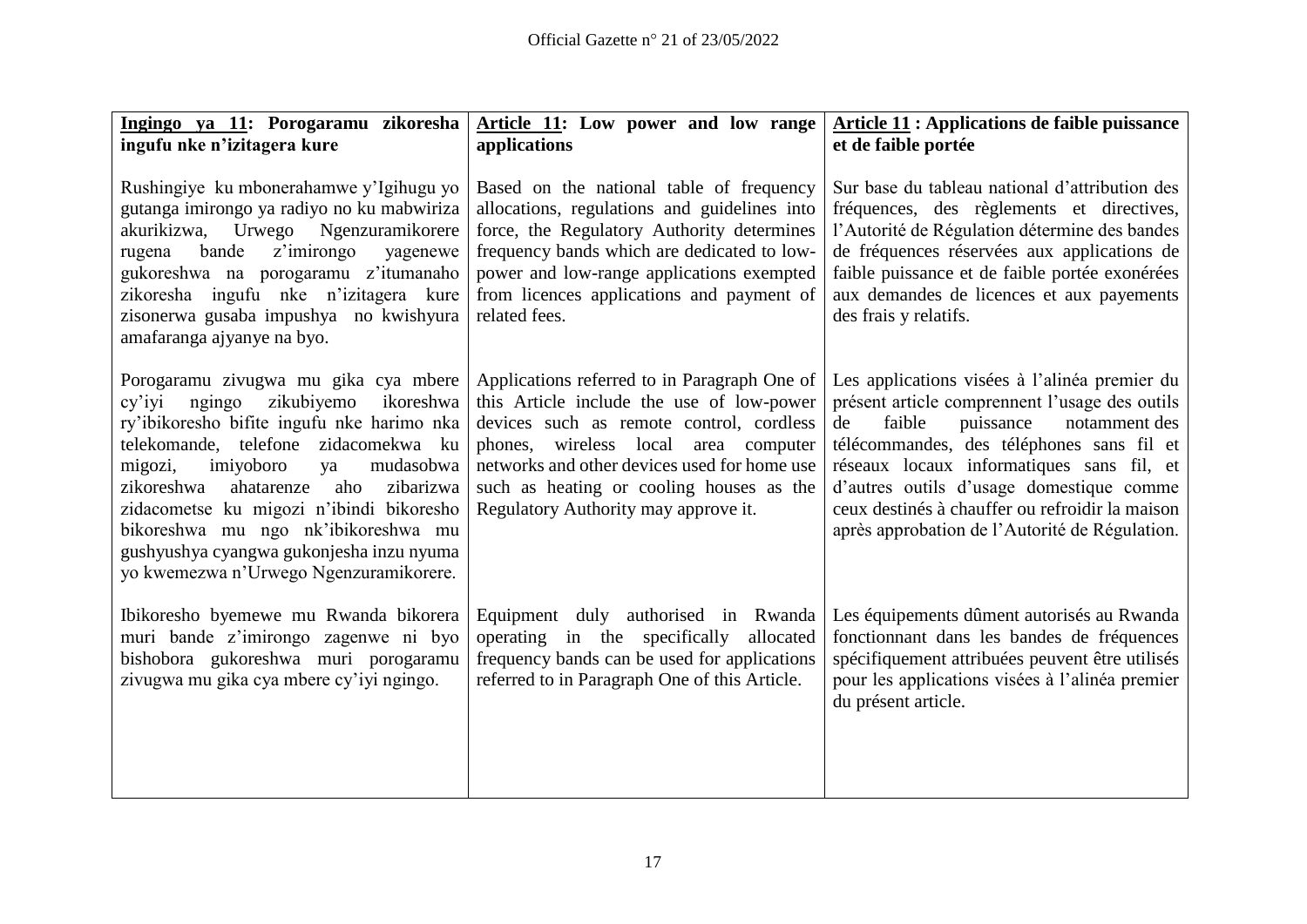| **Ingingo ya 11: Porogaramu zikoresha ingufu nke n'izitagera kure** | **Article 11: Low power and low range applications** | **Article 11 : Applications de faible puissance et de faible portée** |
|---|---|---|
| Rushingiye ku mbonerahamwe y'Igihugu yo gutanga imirongo ya radiyo no ku mabwiriza akurikizwa, Urwego Ngenzuramikorere rugena bande z'imirongo yagenewe gukoreshwa na porogaramu z'itumanaho zikoresha ingufu nke n'izitagera kure zisonerwa gusaba impushya no kwishyura amafaranga ajyanye na byo. | Based on the national table of frequency allocations, regulations and guidelines into force, the Regulatory Authority determines frequency bands which are dedicated to low-power and low-range applications exempted from licences applications and payment of related fees. | Sur base du tableau national d'attribution des fréquences, des règlements et directives, l'Autorité de Régulation détermine des bandes de fréquences réservées aux applications de faible puissance et de faible portée exonérées aux demandes de licences et aux payements des frais y relatifs. |
| Porogaramu zivugwa mu gika cya mbere cy'iyi ngingo zikubiyemo ikoreshwa ry'ibikoresho bifite ingufu nke harimo nka telekomande, telefone zidacomekwa ku migozi, imiyoboro ya mudasobwa zikoreshwa ahatarenze aho zibarizwa zidacometse ku migozi n'ibindi bikoresho bikoreshwa mu ngo nk'ibikoreshwa mu gushyushya cyangwa gukonjesha inzu nyuma yo kwemezwa n'Urwego Ngenzuramikorere. | Applications referred to in Paragraph One of this Article include the use of low-power devices such as remote control, cordless phones, wireless local area computer networks and other devices used for home use such as heating or cooling houses as the Regulatory Authority may approve it. | Les applications visées à l'alinéa premier du présent article comprennent l'usage des outils de faible puissance notamment des télécommandes, des téléphones sans fil et réseaux locaux informatiques sans fil, et d'autres outils d'usage domestique comme ceux destinés à chauffer ou refroidir la maison après approbation de l'Autorité de Régulation. |
| Ibikoresho byemewe mu Rwanda bikorera muri bande z'imirongo zagenwe ni byo bishobora gukoreshwa muri porogaramu zivugwa mu gika cya mbere cy'iyi ngingo. | Equipment duly authorised in Rwanda operating in the specifically allocated frequency bands can be used for applications referred to in Paragraph One of this Article. | Les équipements dûment autorisés au Rwanda fonctionnant dans les bandes de fréquences spécifiquement attribuées peuvent être utilisés pour les applications visées à l'alinéa premier du présent article. |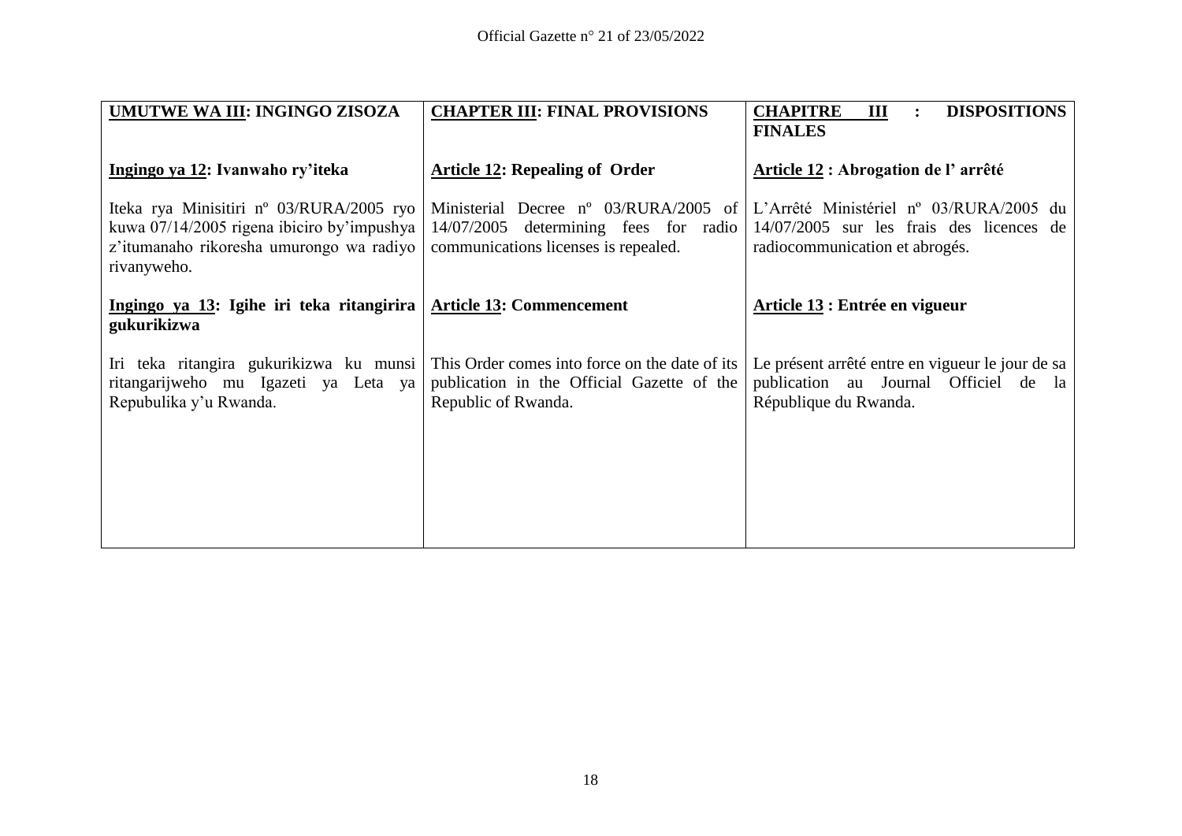| **UMUTWE WA III: INGINGO ZISOZA** | **CHAPTER III: FINAL PROVISIONS** | **CHAPITRE III : DISPOSITIONS FINALES** |
|---|---|---|
| **Ingingo ya 12: Ivanwaho ry'iteka** | **Article 12: Repealing of Order** | **Article 12 : Abrogation de l' arrêté** |
| Iteka rya Minisitiri nº 03/RURA/2005 ryo kuwa 07/14/2005 rigena ibiciro by'impushya z'itumanaho rikoresha umurongo wa radiyo rivanyweho. | Ministerial Decree nº 03/RURA/2005 of 14/07/2005 determining fees for radio communications licenses is repealed. | L'Arrêté Ministériel nº 03/RURA/2005 du 14/07/2005 sur les frais des licences de radiocommunication et abrogés. |
| **Ingingo ya 13: Igihe iri teka ritangirira gukurikizwa** | **Article 13: Commencement** | **Article 13 : Entrée en vigueur** |
| Iri teka ritangira gukurikizwa ku munsi ritangarijweho mu Igazeti ya Leta ya Repubulika y'u Rwanda. | This Order comes into force on the date of its publication in the Official Gazette of the Republic of Rwanda. | Le présent arrêté entre en vigueur le jour de sa publication au Journal Officiel de la République du Rwanda. |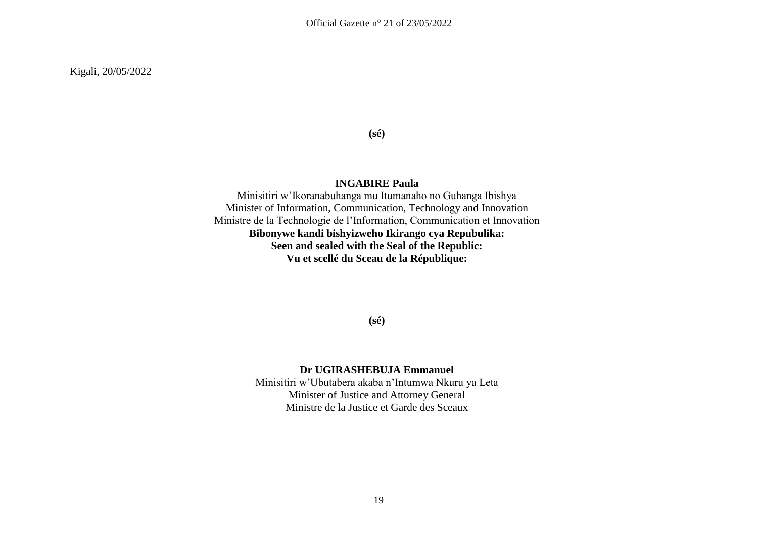Kigali, 20/05/2022

**(sé)**

**INGABIRE Paula**

Minisitiri w'Ikoranabuhanga mu Itumanaho no Guhanga Ibishya

Minister of Information, Communication, Technology and Innovation

Ministre de la Technologie de l'Information, Communication et Innovation

**Bibonywe kandi bishyizweho Ikirango cya Repubulika:**

**Seen and sealed with the Seal of the Republic:**

**Vu et scellé du Sceau de la République:**

**(sé)**

**Dr UGIRASHEBUJA Emmanuel**

Minisitiri w'Ubutabera akaba n'Intumwa Nkuru ya Leta

Minister of Justice and Attorney General

Ministre de la Justice et Garde des Sceaux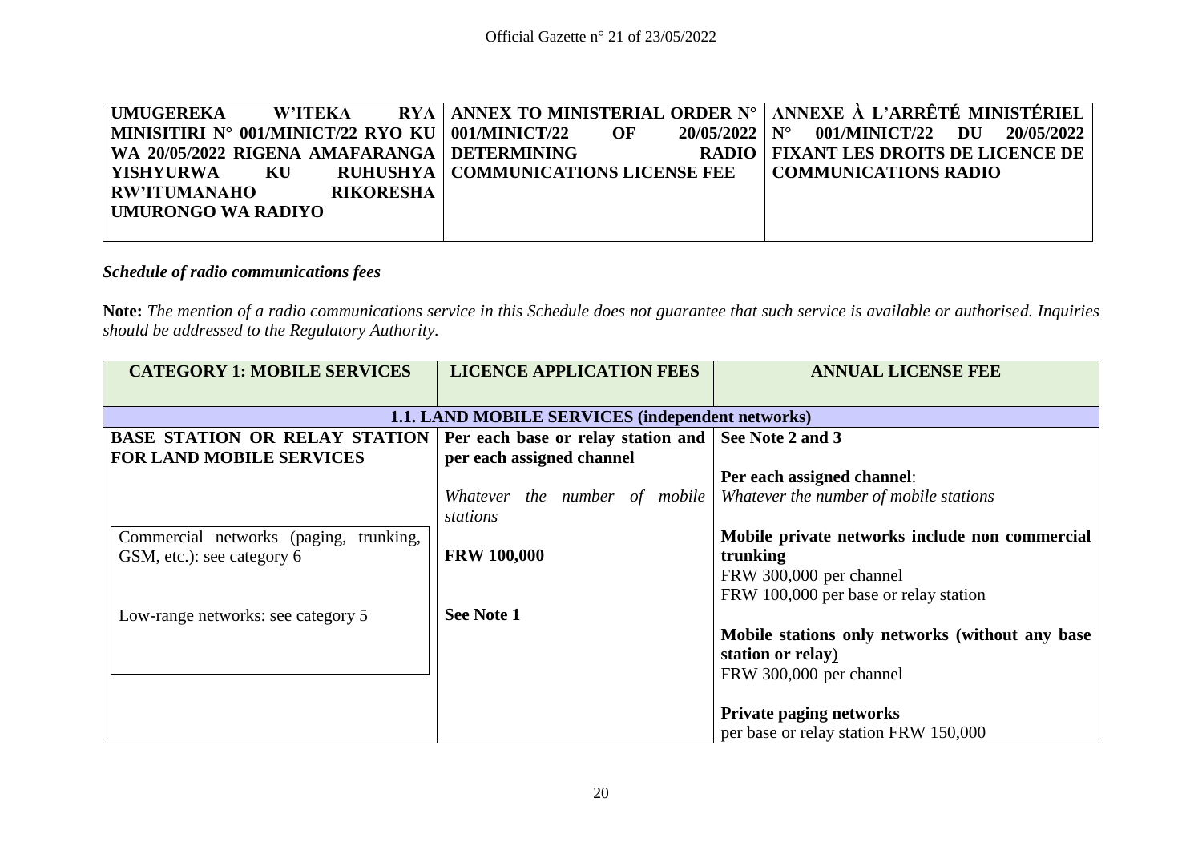| UMUGEREKA W'ITEKA RYA MINISITIRI N° 001/MINICT/22 RYO KU WA 20/05/2022 RIGENA AMAFARANGA YISHYURWA KU RUHUSHYA RW'ITUMANAHO RIKORESHA UMURONGO WA RADIYO | ANNEX TO MINISTERIAL ORDER N° 001/MINICT/22 OF 20/05/2022 DETERMINING RADIO COMMUNICATIONS LICENSE FEE | ANNEXE À L'ARRÊTÉ MINISTÉRIEL N° 001/MINICT/22 DU 20/05/2022 FIXANT LES DROITS DE LICENCE DE COMMUNICATIONS RADIO |
|---|---|---|

***Schedule of radio communications fees***

**Note:** *The mention of a radio communications service in this Schedule does not guarantee that such service is available or authorised. Inquiries should be addressed to the Regulatory Authority.*

| CATEGORY 1: MOBILE SERVICES | LICENCE APPLICATION FEES | ANNUAL LICENSE FEE |
|---|---|---|
| **1.1. LAND MOBILE SERVICES (independent networks)** | | |
| **BASE STATION OR RELAY STATION FOR LAND MOBILE SERVICES**<br><br>Commercial networks (paging, trunking, GSM, etc.): see category 6<br><br>Low-range networks: see category 5 | **Per each base or relay station and per each assigned channel**<br><br>*Whatever the number of mobile stations*<br><br>**FRW 100,000**<br><br>**See Note 1** | **See Note 2 and 3**<br><br>**Per each assigned channel**:<br>*Whatever the number of mobile stations*<br><br>**Mobile private networks include non commercial trunking**<br>FRW 300,000 per channel<br>FRW 100,000 per base or relay station<br><br>**Mobile stations only networks (without any base station or relay)**<br>FRW 300,000 per channel<br><br>**Private paging networks**<br>per base or relay station FRW 150,000 |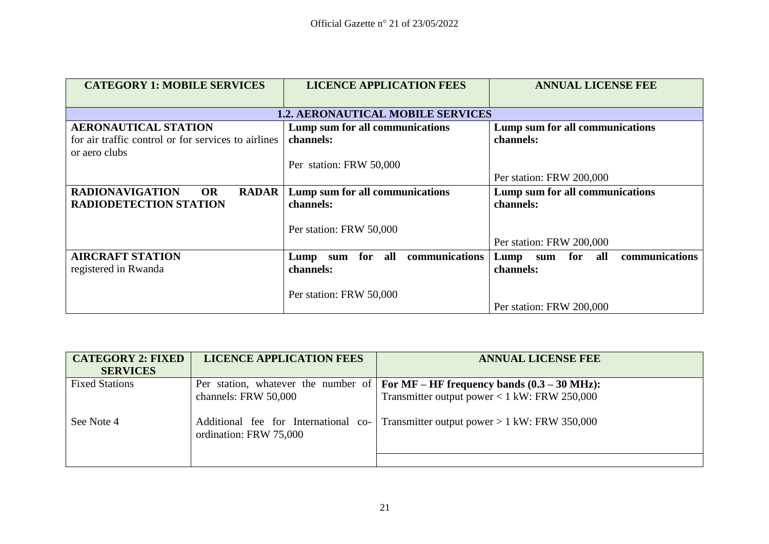| **CATEGORY 1: MOBILE SERVICES** | **LICENCE APPLICATION FEES** | **ANNUAL LICENSE FEE** |
|---|---|---|
| **1.2. AERONAUTICAL MOBILE SERVICES** | | |
| **AERONAUTICAL STATION**<br>for air traffic control or for services to airlines or aero clubs | **Lump sum for all communications channels:**<br><br>Per station: FRW 50,000 | **Lump sum for all communications channels:**<br><br>Per station: FRW 200,000 |
| **RADIONAVIGATION OR RADAR RADIODETECTION STATION** | **Lump sum for all communications channels:**<br><br>Per station: FRW 50,000 | **Lump sum for all communications channels:**<br><br>Per station: FRW 200,000 |
| **AIRCRAFT STATION**<br>registered in Rwanda | **Lump sum for all communications channels:**<br><br>Per station: FRW 50,000 | **Lump sum for all communications channels:**<br><br>Per station: FRW 200,000 |

| **CATEGORY 2: FIXED SERVICES** | **LICENCE APPLICATION FEES** | **ANNUAL LICENSE FEE** |
|---|---|---|
| Fixed Stations<br><br>See Note 4 | Per station, whatever the number of channels: FRW 50,000<br><br>Additional fee for International co-ordination: FRW 75,000 | **For MF – HF frequency bands (0.3 – 30 MHz):**<br>Transmitter output power < 1 kW: FRW 250,000<br><br>Transmitter output power > 1 kW: FRW 350,000 |
| | | |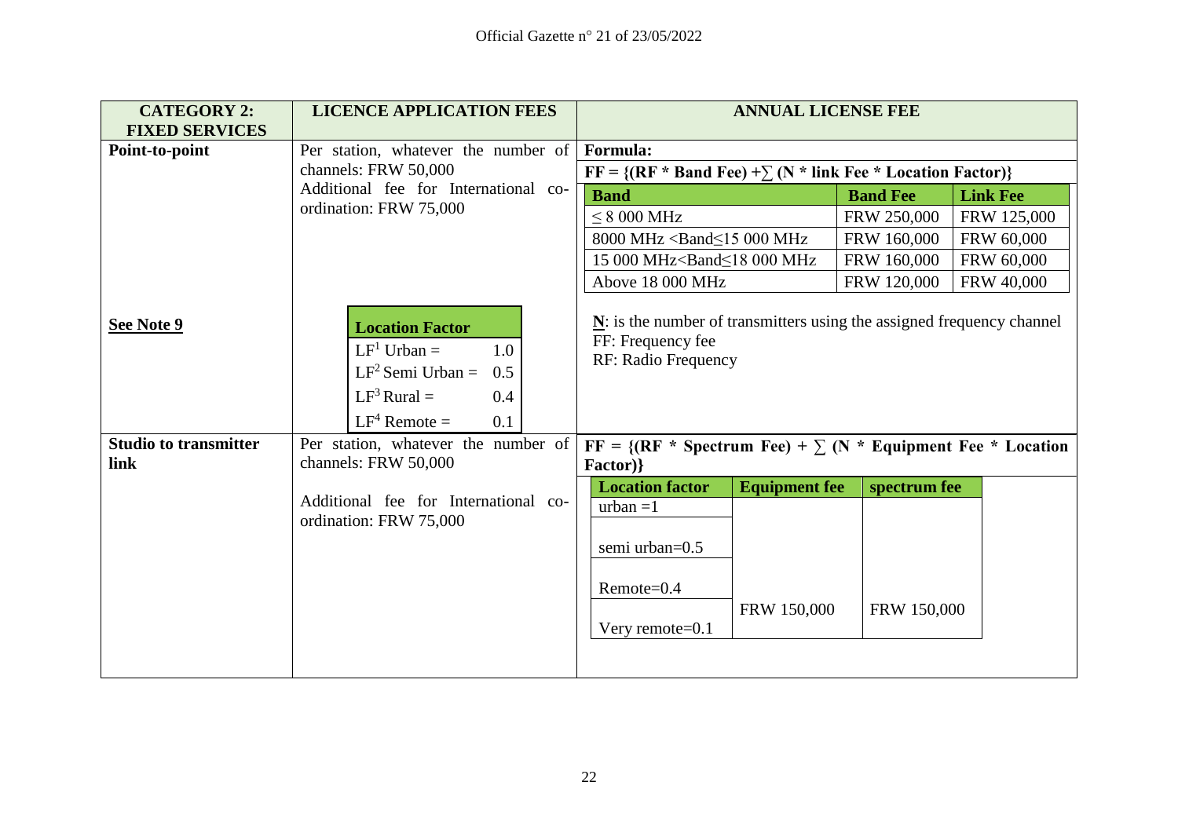| CATEGORY 2: FIXED SERVICES | LICENCE APPLICATION FEES | ANNUAL LICENSE FEE |
|---|---|---|
| **Point-to-point** | Per station, whatever the number of channels: FRW 50,000<br>Additional fee for International co-ordination: FRW 75,000 | **Formula:**<br>**FF = {(RF * Band Fee) +∑ (N * link Fee * Location Factor)}** |
| **See Note 9** | | |

| Band | Band Fee | Link Fee |
|---|---|---|
| ≤ 8 000 MHz | FRW 250,000 | FRW 125,000 |
| 8000 MHz <Band≤15 000 MHz | FRW 160,000 | FRW 60,000 |
| 15 000 MHz<Band≤18 000 MHz | FRW 160,000 | FRW 60,000 |
| Above 18 000 MHz | FRW 120,000 | FRW 40,000 |

| Location Factor | |
|---|---|
| LF[1] Urban = | 1.0 |
| LF[2] Semi Urban = | 0.5 |
| LF[3] Rural = | 0.4 |
| LF[4] Remote = | 0.1 |

**N**: is the number of transmitters using the assigned frequency channel
FF: Frequency fee
RF: Radio Frequency

| CATEGORY 2: FIXED SERVICES | LICENCE APPLICATION FEES | ANNUAL LICENSE FEE |
|---|---|---|
| **Studio to transmitter link** | Per station, whatever the number of channels: FRW 50,000<br>Additional fee for International co-ordination: FRW 75,000 | **FF = {(RF * Spectrum Fee) + ∑ (N * Equipment Fee * Location Factor)}** |

| Location factor | Equipment fee | spectrum fee |
|---|---|---|
| urban =1 | | |
| semi urban=0.5 | | |
| Remote=0.4 | | |
| Very remote=0.1 | FRW 150,000 | FRW 150,000 |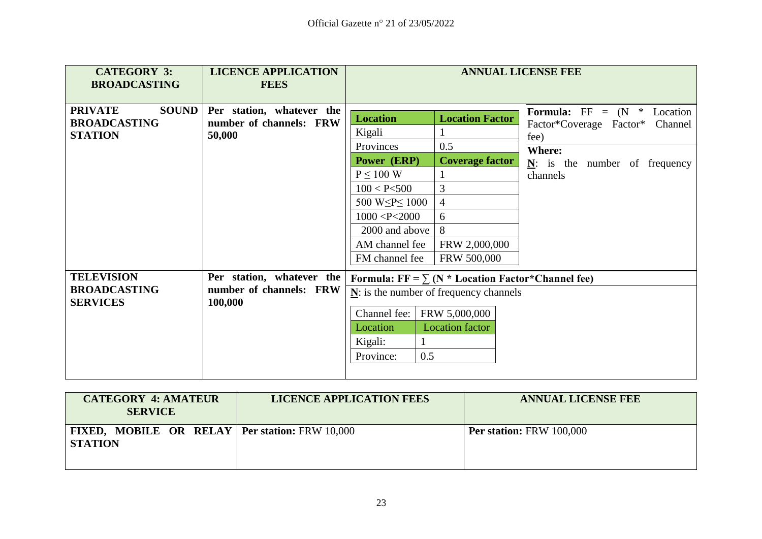| CATEGORY 3: BROADCASTING | LICENCE APPLICATION FEES | ANNUAL LICENSE FEE | | |
|---|---|---|---|---|
| **PRIVATE SOUND BROADCASTING STATION** | **Per station, whatever the number of channels: FRW 50,000** | **Location** | **Location Factor** | **Formula:** FF = (N * Location Factor*Coverage Factor* Channel fee)<br>**Where:**<br>**N**: is the number of frequency channels |
| | | Kigali | 1 | |
| | | Provinces | 0.5 | |
| | | **Power (ERP)** | **Coverage factor** | |
| | | $P \leq 100$ W | 1 | |
| | | $100 < P < 500$ | 3 | |
| | | 500 W$\leq P \leq$ 1000 | 4 | |
| | | $1000 < P < 2000$ | 6 | |
| | | 2000 and above | 8 | |
| | | AM channel fee | FRW 2,000,000 | |
| | | FM channel fee | FRW 500,000 | |
| **TELEVISION BROADCASTING SERVICES** | **Per station, whatever the number of channels: FRW 100,000** | **Formula:** $FF = \sum (N * \text{Location Factor} * \text{Channel fee})$<br>**N**: is the number of frequency channels | | |
| | | Channel fee: | FRW 5,000,000 | |
| | | Location | Location factor | |
| | | Kigali: | 1 | |
| | | Province: | 0.5 | |

| CATEGORY 4: AMATEUR SERVICE | LICENCE APPLICATION FEES | ANNUAL LICENSE FEE |
|---|---|---|
| **FIXED, MOBILE OR RELAY STATION** | **Per station:** FRW 10,000 | **Per station:** FRW 100,000 |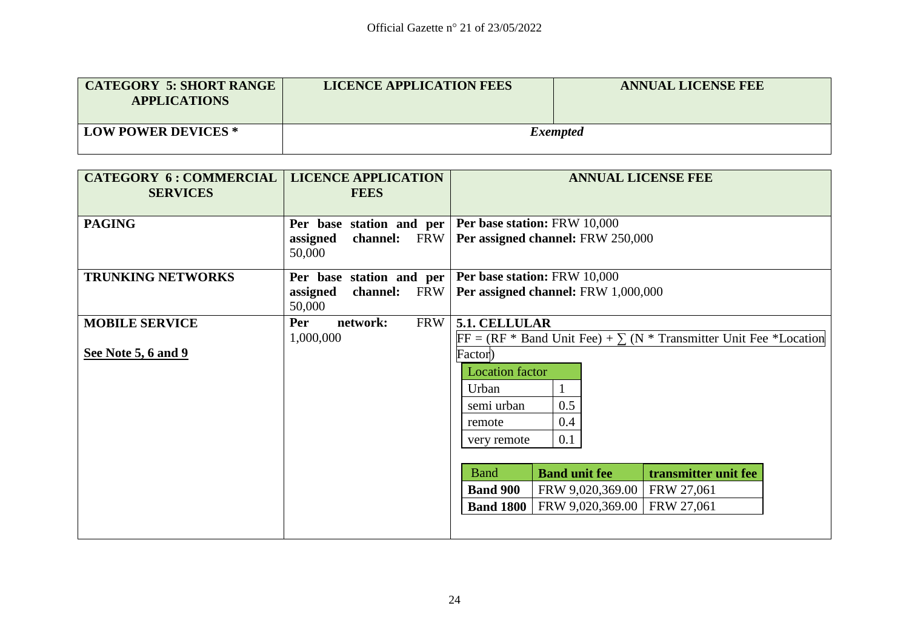| CATEGORY 5: SHORT RANGE APPLICATIONS | LICENCE APPLICATION FEES | ANNUAL LICENSE FEE |
|---|---|---|
| **LOW POWER DEVICES *** | ***Exempted*** | |

| CATEGORY 6 : COMMERCIAL SERVICES | LICENCE APPLICATION FEES | ANNUAL LICENSE FEE |
|---|---|---|
| **PAGING** | **Per base station and per assigned channel:** FRW 50,000 | **Per base station:** FRW 10,000<br>**Per assigned channel:** FRW 250,000 |
| **TRUNKING NETWORKS** | **Per base station and per assigned channel:** FRW 50,000 | **Per base station:** FRW 10,000<br>**Per assigned channel:** FRW 1,000,000 |
| **MOBILE SERVICE**<br><br>**<u>See Note 5, 6 and 9</u>** | **Per network:** FRW 1,000,000 | **5.1. CELLULAR**<br>FF = (RF * Band Unit Fee) + ∑ (N * Transmitter Unit Fee *Location Factor)<br><br>Location factor: Urban 1; semi urban 0.5; remote 0.4; very remote 0.1<br><br>Band / Band unit fee / transmitter unit fee:<br>**Band 900**: FRW 9,020,369.00 / FRW 27,061<br>**Band 1800**: FRW 9,020,369.00 / FRW 27,061 |

| Location factor | |
|---|---|
| Urban | 1 |
| semi urban | 0.5 |
| remote | 0.4 |
| very remote | 0.1 |

| Band | Band unit fee | transmitter unit fee |
|---|---|---|
| **Band 900** | FRW 9,020,369.00 | FRW 27,061 |
| **Band 1800** | FRW 9,020,369.00 | FRW 27,061 |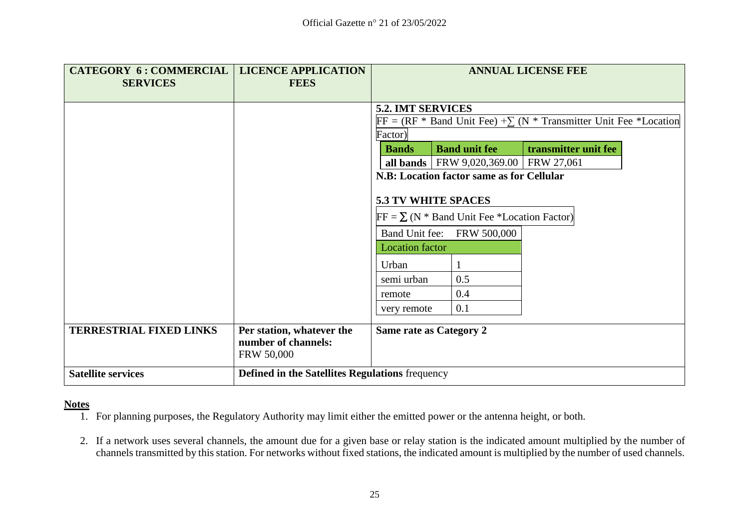| CATEGORY 6 : COMMERCIAL SERVICES | LICENCE APPLICATION FEES | ANNUAL LICENSE FEE |
|---|---|---|
| | | **5.2. IMT SERVICES**<br>$FF = (RF * \text{Band Unit Fee}) + \sum (N * \text{Transmitter Unit Fee} * \text{Location Factor})$<br>**Bands** / **Band unit fee** / **transmitter unit fee**<br>**all bands** / FRW 9,020,369.00 / FRW 27,061<br>**N.B: Location factor same as for Cellular**<br><br>**5.3 TV WHITE SPACES**<br>$FF = \sum (N * \text{Band Unit Fee} * \text{Location Factor})$<br>Band Unit fee: FRW 500,000<br>Location factor<br>Urban: 1<br>semi urban: 0.5<br>remote: 0.4<br>very remote: 0.1 |
| **TERRESTRIAL FIXED LINKS** | **Per station, whatever the number of channels:** FRW 50,000 | **Same rate as Category 2** |
| **Satellite services** | **Defined in the Satellites Regulations** frequency | |

**Notes**

1. For planning purposes, the Regulatory Authority may limit either the emitted power or the antenna height, or both.
2. If a network uses several channels, the amount due for a given base or relay station is the indicated amount multiplied by the number of channels transmitted by this station. For networks without fixed stations, the indicated amount is multiplied by the number of used channels.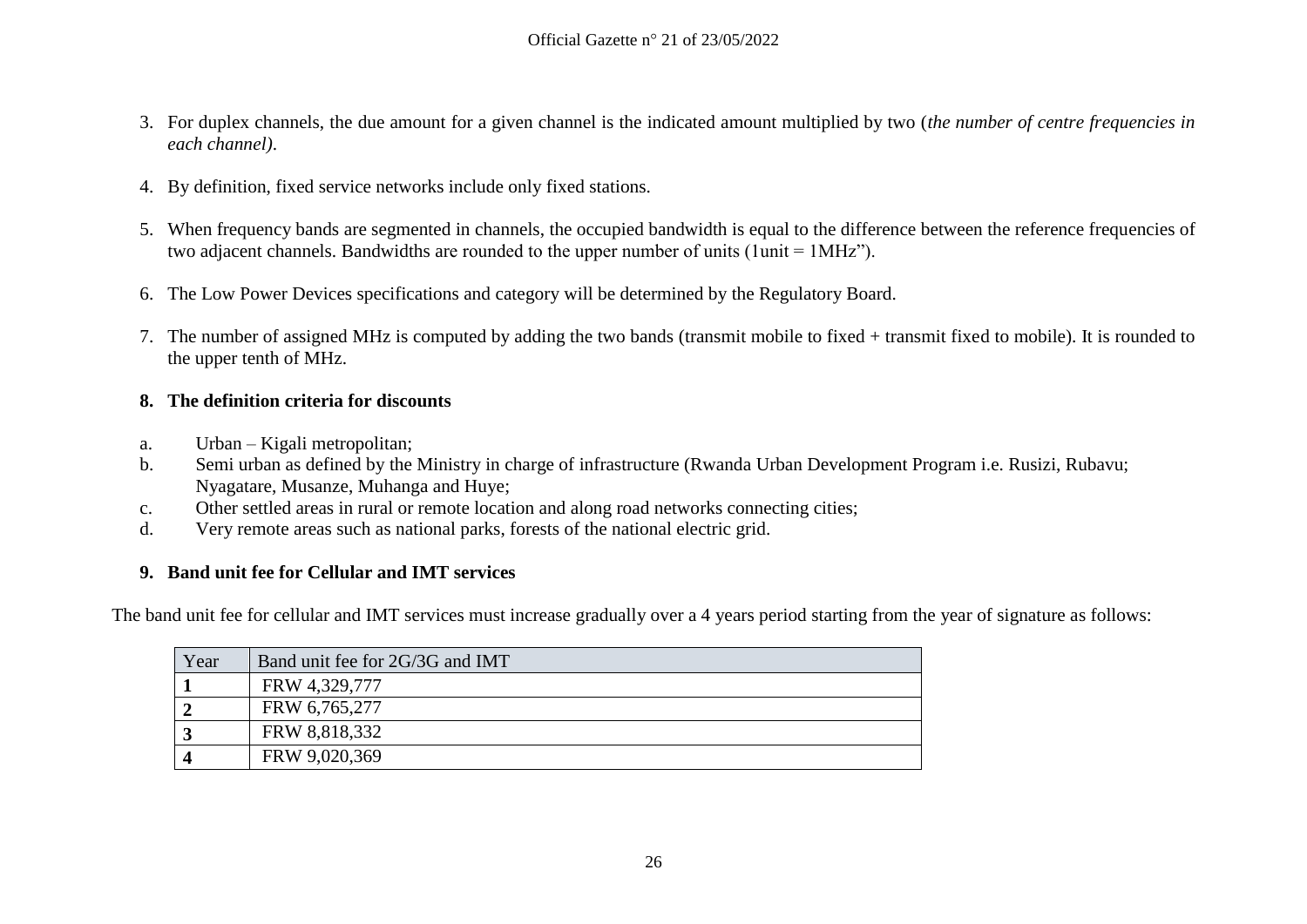3. For duplex channels, the due amount for a given channel is the indicated amount multiplied by two (*the number of centre frequencies in each channel)*.

4. By definition, fixed service networks include only fixed stations.

5. When frequency bands are segmented in channels, the occupied bandwidth is equal to the difference between the reference frequencies of two adjacent channels. Bandwidths are rounded to the upper number of units (1unit = 1MHz").

6. The Low Power Devices specifications and category will be determined by the Regulatory Board.

7. The number of assigned MHz is computed by adding the two bands (transmit mobile to fixed + transmit fixed to mobile). It is rounded to the upper tenth of MHz.

**8. The definition criteria for discounts**

a. Urban – Kigali metropolitan;
b. Semi urban as defined by the Ministry in charge of infrastructure (Rwanda Urban Development Program i.e. Rusizi, Rubavu; Nyagatare, Musanze, Muhanga and Huye;
c. Other settled areas in rural or remote location and along road networks connecting cities;
d. Very remote areas such as national parks, forests of the national electric grid.

**9. Band unit fee for Cellular and IMT services**

The band unit fee for cellular and IMT services must increase gradually over a 4 years period starting from the year of signature as follows:

| Year | Band unit fee for 2G/3G and IMT |
|---|---|
| **1** | FRW 4,329,777 |
| **2** | FRW 6,765,277 |
| **3** | FRW 8,818,332 |
| **4** | FRW 9,020,369 |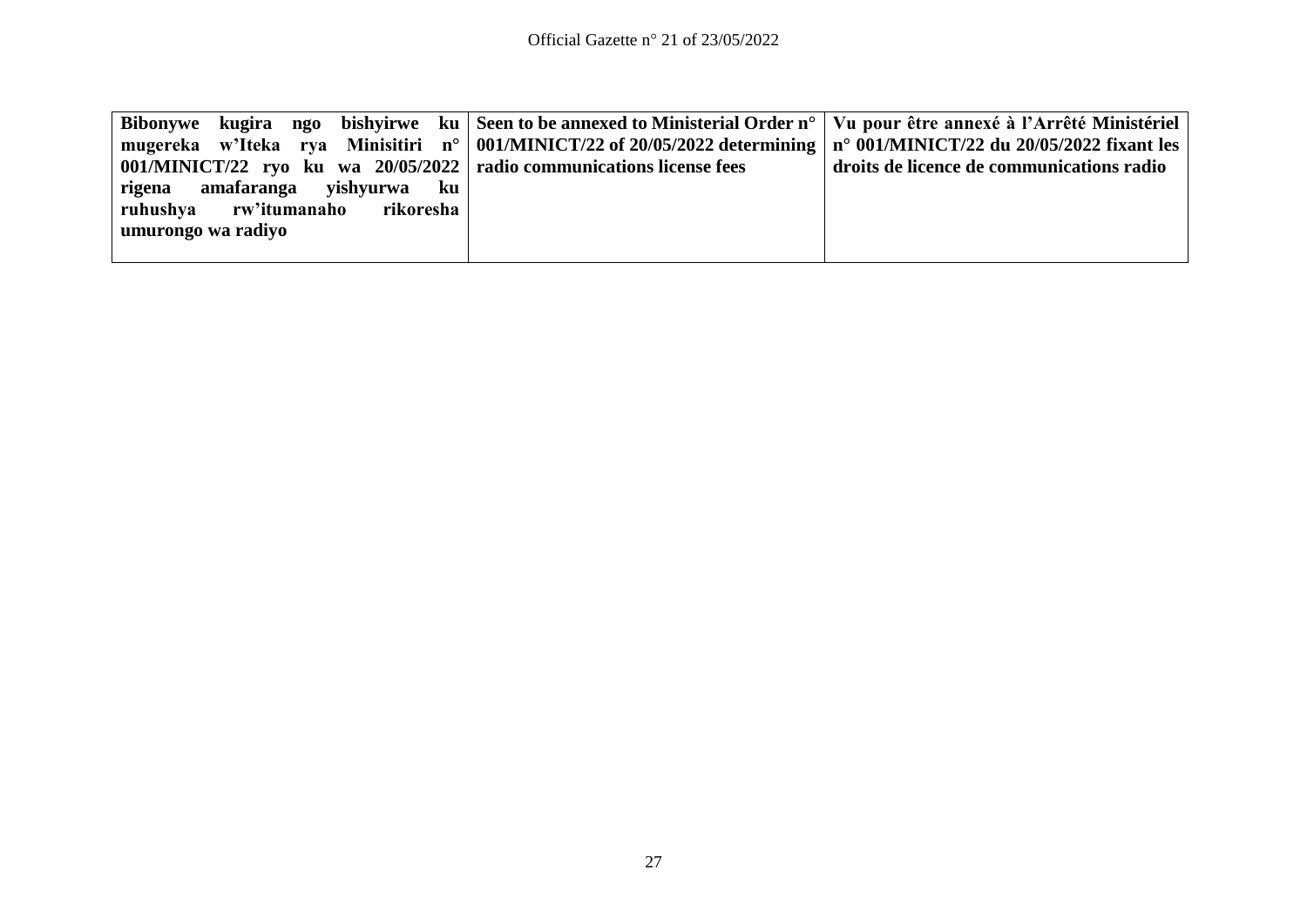| **Bibonywe kugira ngo bishyirwe ku mugereka w'Iteka rya Minisitiri n° 001/MINICT/22 ryo ku wa 20/05/2022 rigena amafaranga yishyurwa ku ruhushya rw'itumanaho rikoresha umurongo wa radiyo** | **Seen to be annexed to Ministerial Order n° 001/MINICT/22 of 20/05/2022 determining radio communications license fees** | **Vu pour être annexé à l'Arrêté Ministériel n° 001/MINICT/22 du 20/05/2022 fixant les droits de licence de communications radio** |
|---|---|---|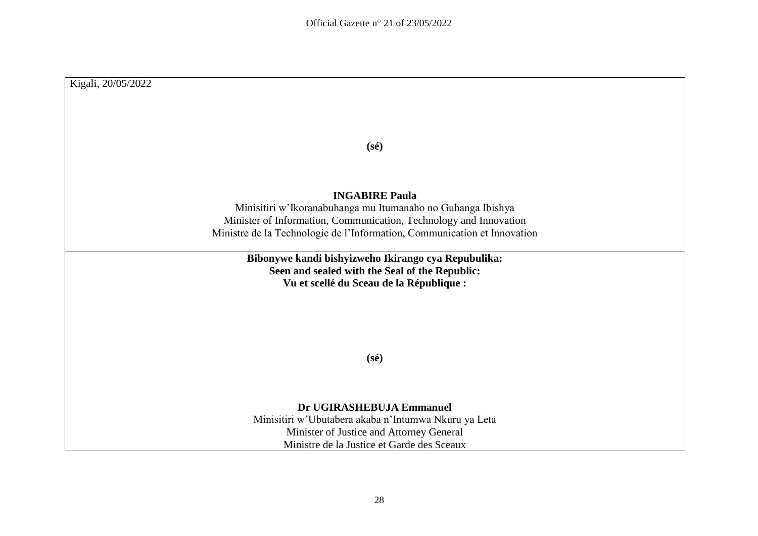Kigali, 20/05/2022

**(sé)**

**INGABIRE Paula**
Minisitiri w'Ikoranabuhanga mu Itumanaho no Guhanga Ibishya
Minister of Information, Communication, Technology and Innovation
Ministre de la Technologie de l'Information, Communication et Innovation

**Bibonywe kandi bishyizweho Ikirango cya Repubulika:**
**Seen and sealed with the Seal of the Republic:**
**Vu et scellé du Sceau de la République :**

**(sé)**

**Dr UGIRASHEBUJA Emmanuel**
Minisitiri w'Ubutabera akaba n'Intumwa Nkuru ya Leta
Minister of Justice and Attorney General
Ministre de la Justice et Garde des Sceaux